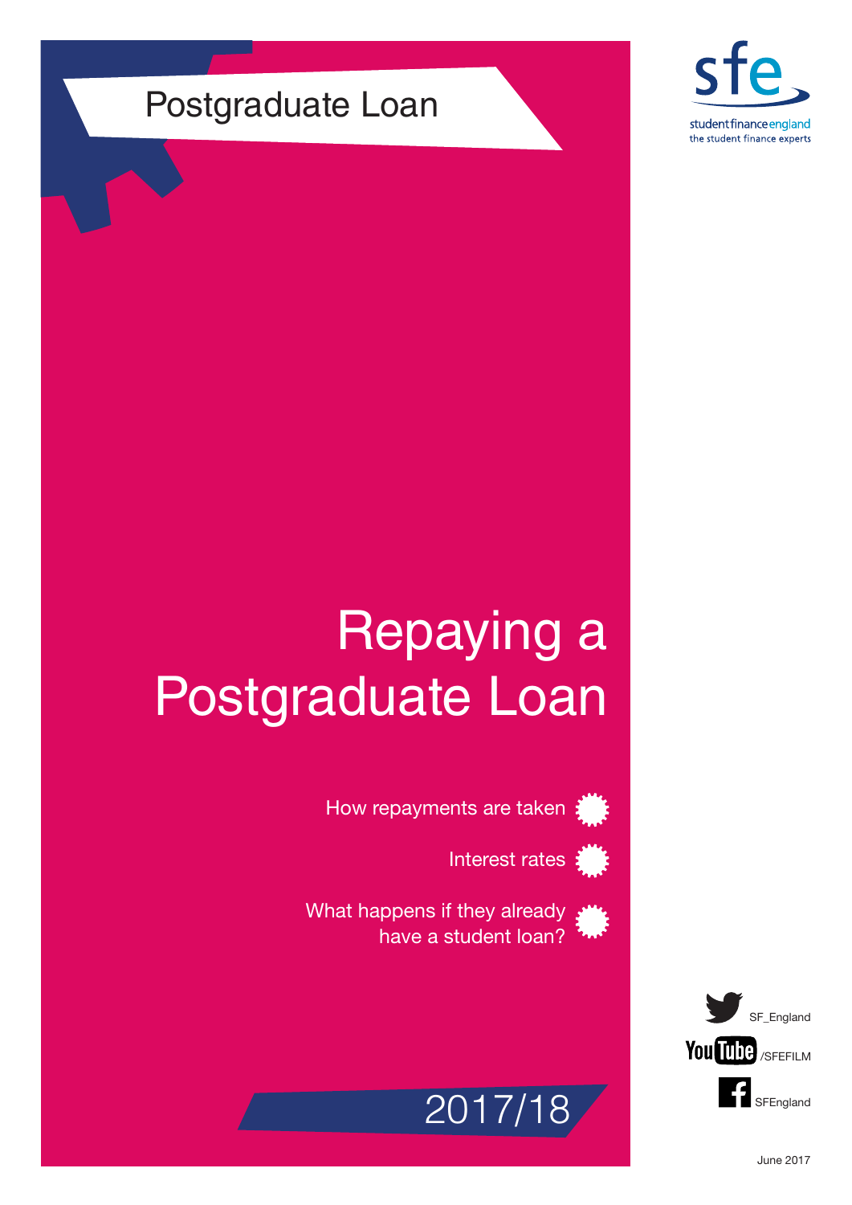Postgraduate Loan

student finance england
the student finance experts

# Repaying a Postgraduate Loan

- How repayments are taken
- Interest rates
- What happens if they already have a student loan?

SF_England

/SFEFILM

SFEngland

2017/18

June 2017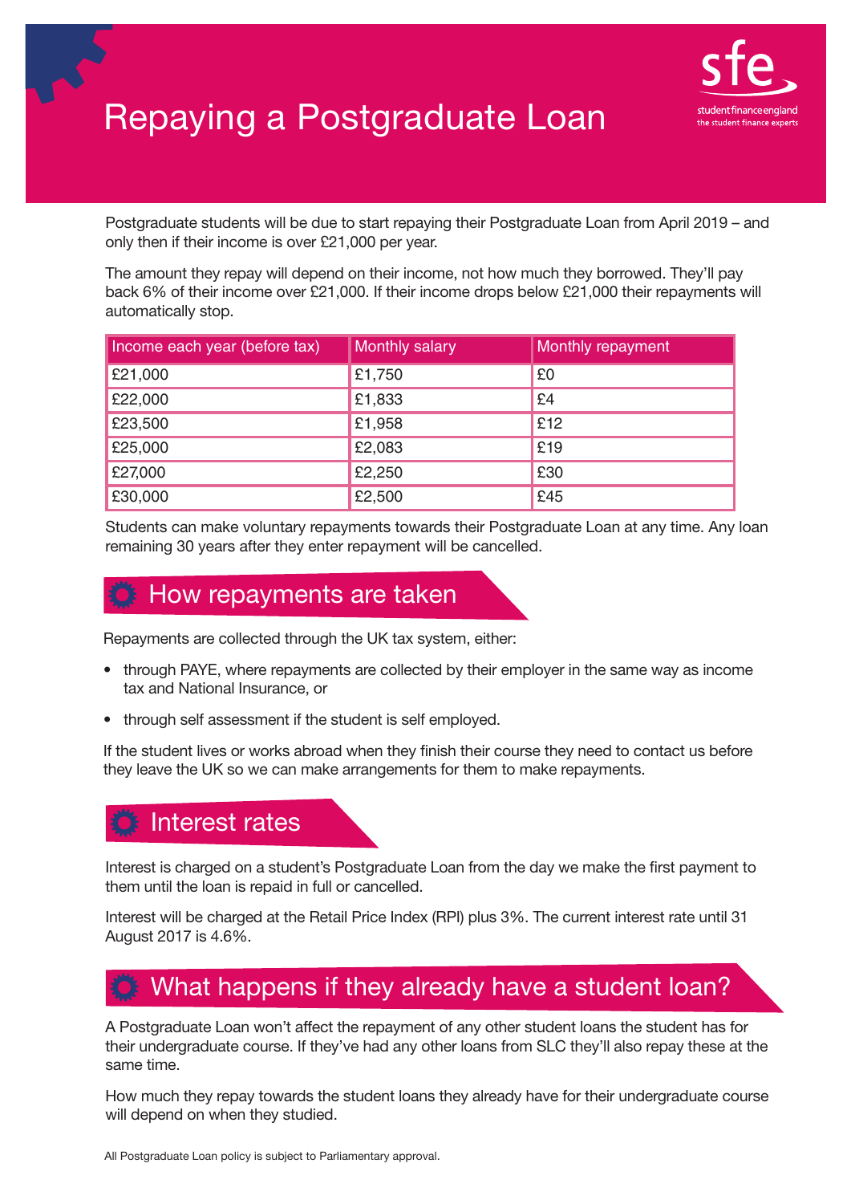# Repaying a Postgraduate Loan

Postgraduate students will be due to start repaying their Postgraduate Loan from April 2019 – and only then if their income is over £21,000 per year.

The amount they repay will depend on their income, not how much they borrowed. They'll pay back 6% of their income over £21,000. If their income drops below £21,000 their repayments will automatically stop.

| Income each year (before tax) | Monthly salary | Monthly repayment |
|---|---|---|
| £21,000 | £1,750 | £0 |
| £22,000 | £1,833 | £4 |
| £23,500 | £1,958 | £12 |
| £25,000 | £2,083 | £19 |
| £27,000 | £2,250 | £30 |
| £30,000 | £2,500 | £45 |

Students can make voluntary repayments towards their Postgraduate Loan at any time. Any loan remaining 30 years after they enter repayment will be cancelled.

## How repayments are taken

Repayments are collected through the UK tax system, either:

- through PAYE, where repayments are collected by their employer in the same way as income tax and National Insurance, or
- through self assessment if the student is self employed.

If the student lives or works abroad when they finish their course they need to contact us before they leave the UK so we can make arrangements for them to make repayments.

## Interest rates

Interest is charged on a student's Postgraduate Loan from the day we make the first payment to them until the loan is repaid in full or cancelled.

Interest will be charged at the Retail Price Index (RPI) plus 3%. The current interest rate until 31 August 2017 is 4.6%.

## What happens if they already have a student loan?

A Postgraduate Loan won't affect the repayment of any other student loans the student has for their undergraduate course. If they've had any other loans from SLC they'll also repay these at the same time.

How much they repay towards the student loans they already have for their undergraduate course will depend on when they studied.

All Postgraduate Loan policy is subject to Parliamentary approval.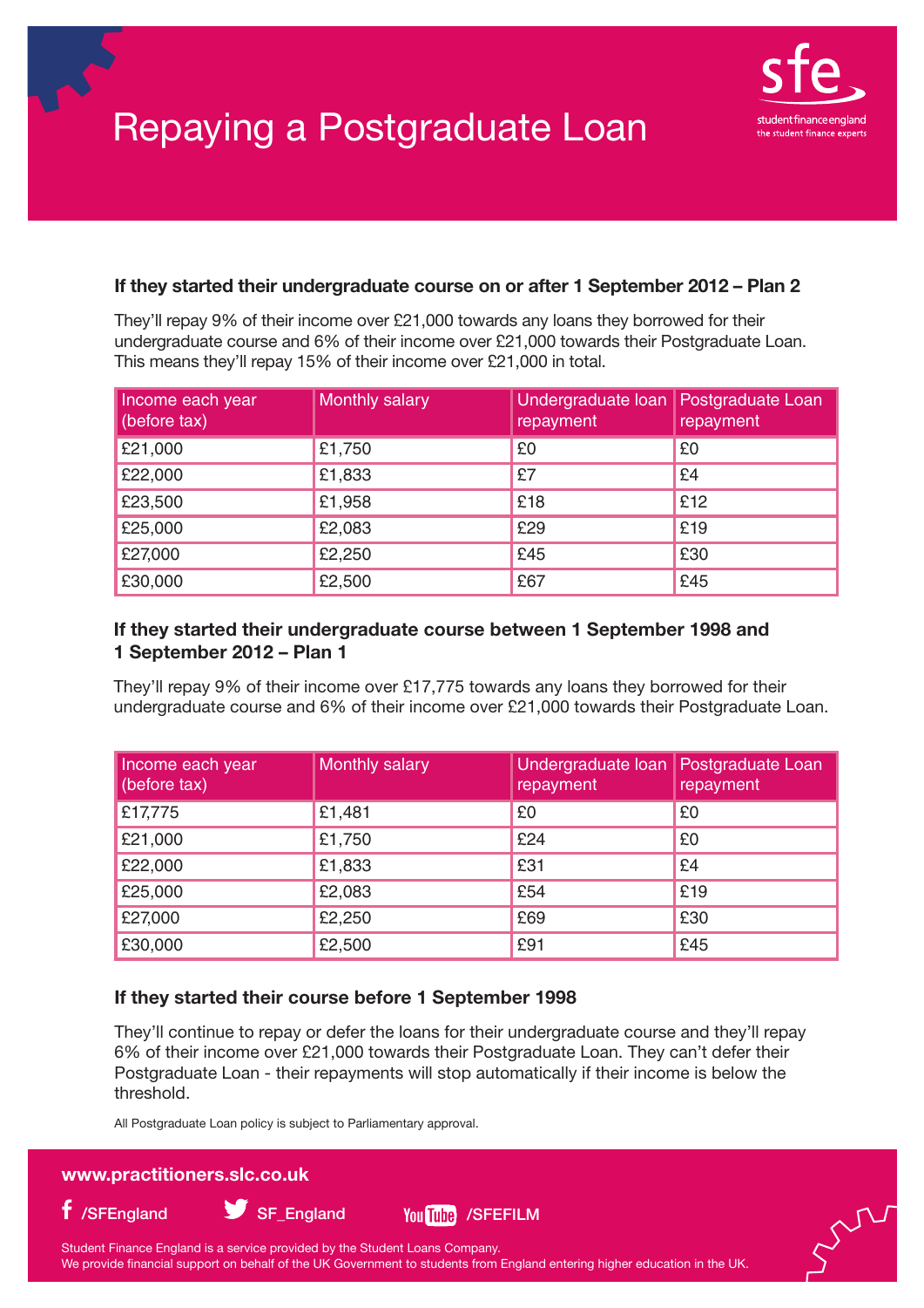# Repaying a Postgraduate Loan

student finance england
the student finance experts

### If they started their undergraduate course on or after 1 September 2012 – Plan 2

They'll repay 9% of their income over £21,000 towards any loans they borrowed for their undergraduate course and 6% of their income over £21,000 towards their Postgraduate Loan. This means they'll repay 15% of their income over £21,000 in total.

| Income each year (before tax) | Monthly salary | Undergraduate loan repayment | Postgraduate Loan repayment |
|---|---|---|---|
| £21,000 | £1,750 | £0 | £0 |
| £22,000 | £1,833 | £7 | £4 |
| £23,500 | £1,958 | £18 | £12 |
| £25,000 | £2,083 | £29 | £19 |
| £27,000 | £2,250 | £45 | £30 |
| £30,000 | £2,500 | £67 | £45 |

### If they started their undergraduate course between 1 September 1998 and 1 September 2012 – Plan 1

They'll repay 9% of their income over £17,775 towards any loans they borrowed for their undergraduate course and 6% of their income over £21,000 towards their Postgraduate Loan.

| Income each year (before tax) | Monthly salary | Undergraduate loan repayment | Postgraduate Loan repayment |
|---|---|---|---|
| £17,775 | £1,481 | £0 | £0 |
| £21,000 | £1,750 | £24 | £0 |
| £22,000 | £1,833 | £31 | £4 |
| £25,000 | £2,083 | £54 | £19 |
| £27,000 | £2,250 | £69 | £30 |
| £30,000 | £2,500 | £91 | £45 |

### If they started their course before 1 September 1998

They'll continue to repay or defer the loans for their undergraduate course and they'll repay 6% of their income over £21,000 towards their Postgraduate Loan. They can't defer their Postgraduate Loan - their repayments will stop automatically if their income is below the threshold.

All Postgraduate Loan policy is subject to Parliamentary approval.

**www.practitioners.slc.co.uk**

/SFEngland SF_England /SFEFILM

Student Finance England is a service provided by the Student Loans Company.
We provide financial support on behalf of the UK Government to students from England entering higher education in the UK.